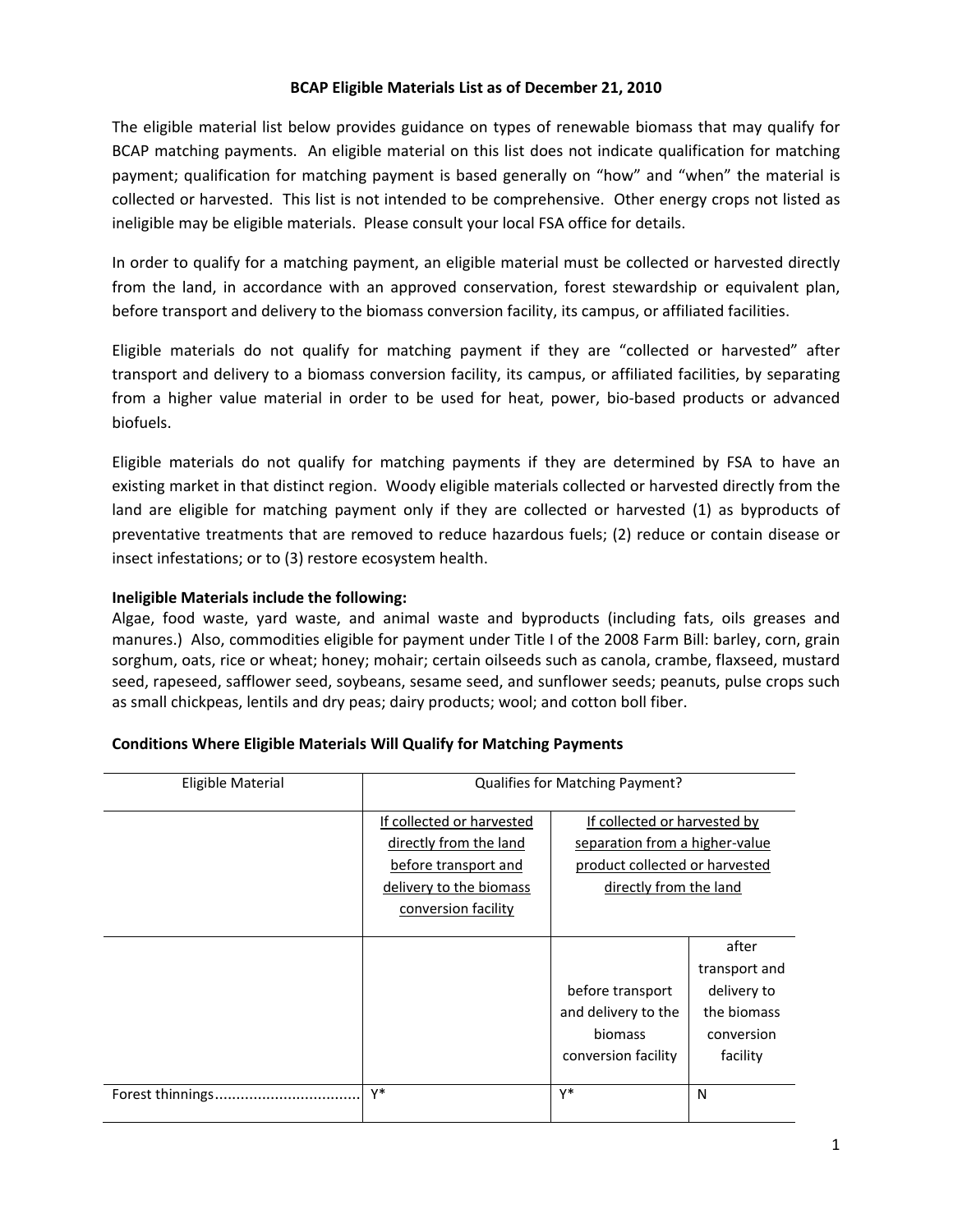**BCAP Eligible Materials List as of December 21, 2010**

The eligible material list below provides guidance on types of renewable biomass that may qualify for BCAP matching payments. An eligible material on this list does not indicate qualification for matching payment; qualification for matching payment is based generally on "how" and "when" the material is collected or harvested. This list is not intended to be comprehensive. Other energy crops not listed as ineligible may be eligible materials. Please consult your local FSA office for details.

In order to qualify for a matching payment, an eligible material must be collected or harvested directly from the land, in accordance with an approved conservation, forest stewardship or equivalent plan, before transport and delivery to the biomass conversion facility, its campus, or affiliated facilities.

Eligible materials do not qualify for matching payment if they are "collected or harvested" after transport and delivery to a biomass conversion facility, its campus, or affiliated facilities, by separating from a higher value material in order to be used for heat, power, bio-based products or advanced biofuels.

Eligible materials do not qualify for matching payments if they are determined by FSA to have an existing market in that distinct region. Woody eligible materials collected or harvested directly from the land are eligible for matching payment only if they are collected or harvested (1) as byproducts of preventative treatments that are removed to reduce hazardous fuels; (2) reduce or contain disease or insect infestations; or to (3) restore ecosystem health.

**Ineligible Materials include the following:**
Algae, food waste, yard waste, and animal waste and byproducts (including fats, oils greases and manures.) Also, commodities eligible for payment under Title I of the 2008 Farm Bill: barley, corn, grain sorghum, oats, rice or wheat; honey; mohair; certain oilseeds such as canola, crambe, flaxseed, mustard seed, rapeseed, safflower seed, soybeans, sesame seed, and sunflower seeds; peanuts, pulse crops such as small chickpeas, lentils and dry peas; dairy products; wool; and cotton boll fiber.

**Conditions Where Eligible Materials Will Qualify for Matching Payments**

| Eligible Material | Qualifies for Matching Payment? | | |
|---|---|---|---|
| | If collected or harvested directly from the land before transport and delivery to the biomass conversion facility | If collected or harvested by separation from a higher-value product collected or harvested directly from the land | |
| | | before transport and delivery to the biomass conversion facility | after transport and delivery to the biomass conversion facility |
| Forest thinnings................................. | Y* | Y* | N |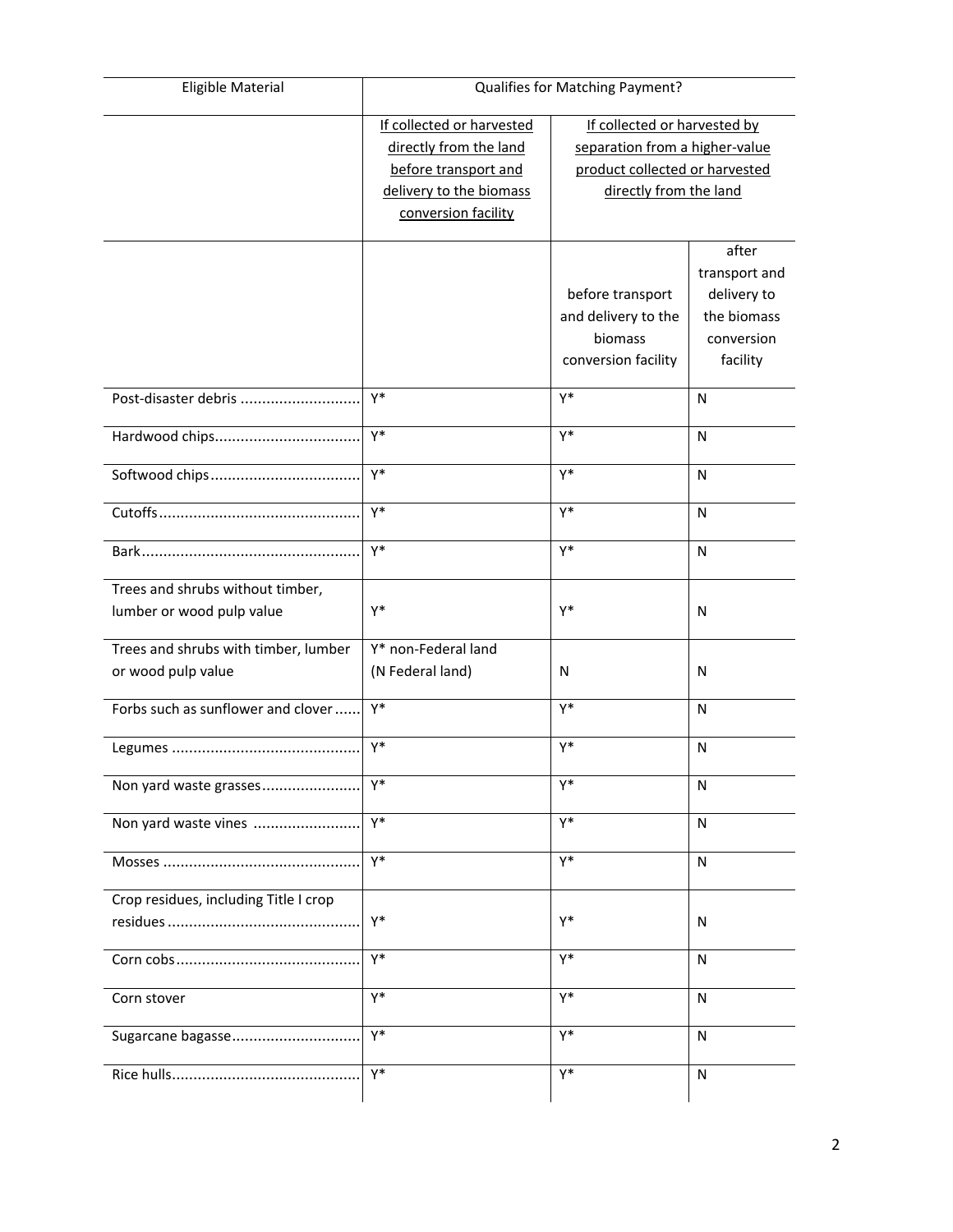| Eligible Material | Qualifies for Matching Payment? | | |
|---|---|---|---|
| | If collected or harvested directly from the land before transport and delivery to the biomass conversion facility | If collected or harvested by separation from a higher-value product collected or harvested directly from the land | |
| | | before transport and delivery to the biomass conversion facility | after transport and delivery to the biomass conversion facility |
| Post-disaster debris ............................ | Y* | Y* | N |
| Hardwood chips.................................. | Y* | Y* | N |
| Softwood chips................................... | Y* | Y* | N |
| Cutoffs............................................... | Y* | Y* | N |
| Bark.................................................. | Y* | Y* | N |
| Trees and shrubs without timber, lumber or wood pulp value | Y* | Y* | N |
| Trees and shrubs with timber, lumber or wood pulp value | Y* non-Federal land (N Federal land) | N | N |
| Forbs such as sunflower and clover ...... | Y* | Y* | N |
| Legumes ............................................ | Y* | Y* | N |
| Non yard waste grasses....................... | Y* | Y* | N |
| Non yard waste vines ......................... | Y* | Y* | N |
| Mosses .............................................. | Y* | Y* | N |
| Crop residues, including Title I crop residues ............................................ | Y* | Y* | N |
| Corn cobs........................................... | Y* | Y* | N |
| Corn stover | Y* | Y* | N |
| Sugarcane bagasse.............................. | Y* | Y* | N |
| Rice hulls............................................ | Y* | Y* | N |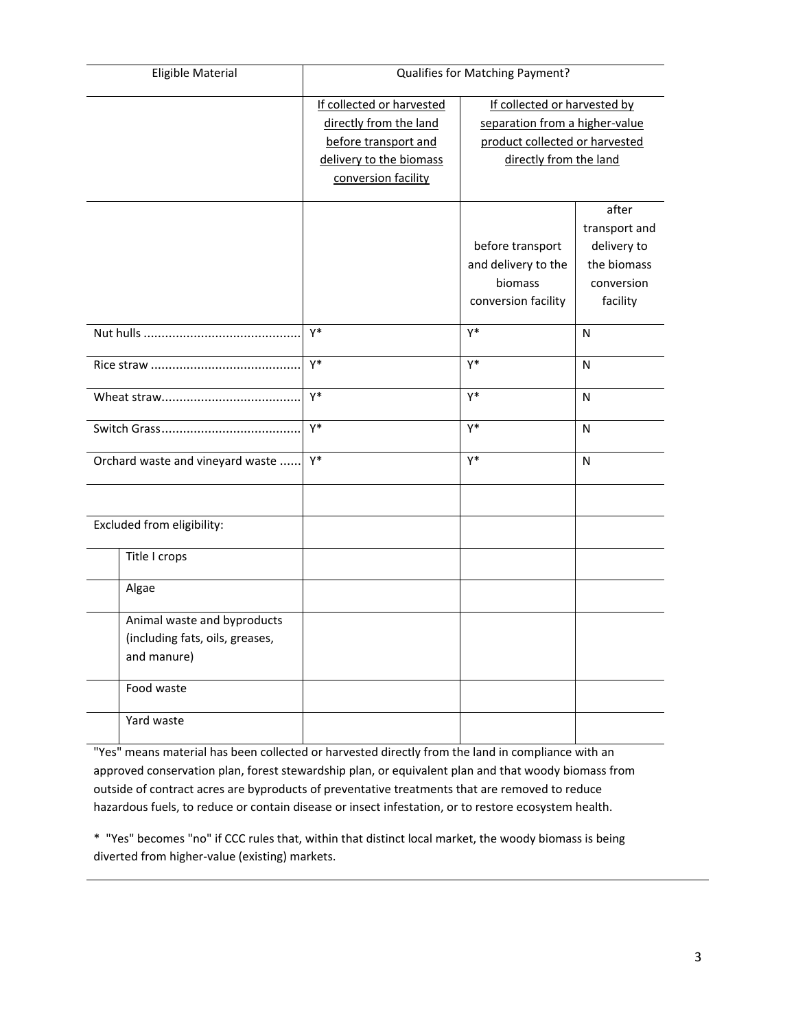| Eligible Material | Qualifies for Matching Payment? | | |
|---|---|---|---|
| | If collected or harvested directly from the land before transport and delivery to the biomass conversion facility | If collected or harvested by separation from a higher-value product collected or harvested directly from the land | |
| | | before transport and delivery to the biomass conversion facility | after transport and delivery to the biomass conversion facility |
| Nut hulls ........................................... | Y* | Y* | N |
| Rice straw .......................................... | Y* | Y* | N |
| Wheat straw....................................... | Y* | Y* | N |
| Switch Grass....................................... | Y* | Y* | N |
| Orchard waste and vineyard waste ...... | Y* | Y* | N |
| | | | |
| Excluded from eligibility: | | | |
| Title I crops | | | |
| Algae | | | |
| Animal waste and byproducts (including fats, oils, greases, and manure) | | | |
| Food waste | | | |
| Yard waste | | | |

"Yes" means material has been collected or harvested directly from the land in compliance with an approved conservation plan, forest stewardship plan, or equivalent plan and that woody biomass from outside of contract acres are byproducts of preventative treatments that are removed to reduce hazardous fuels, to reduce or contain disease or insect infestation, or to restore ecosystem health.

* "Yes" becomes "no" if CCC rules that, within that distinct local market, the woody biomass is being diverted from higher-value (existing) markets.